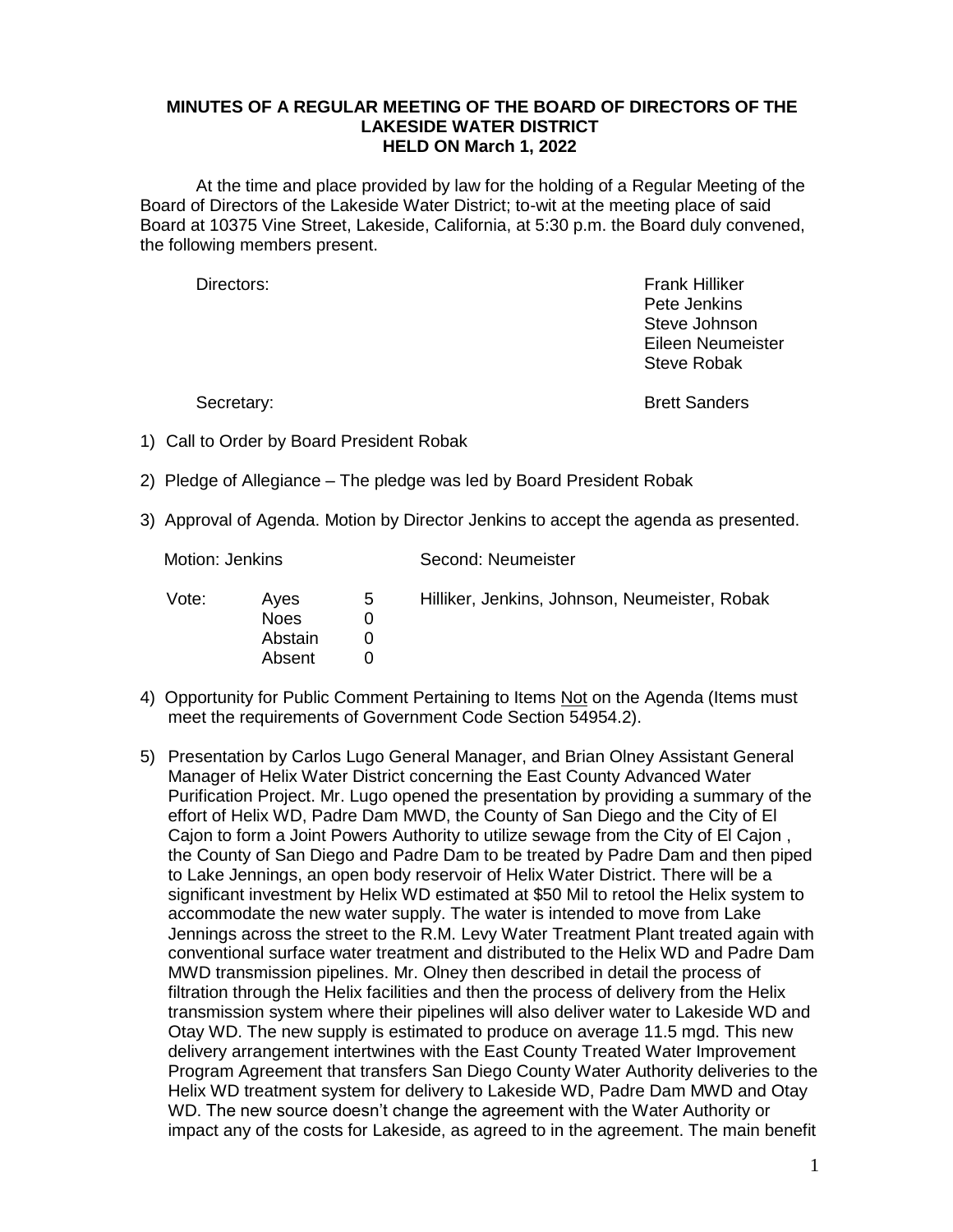**MINUTES OF A REGULAR MEETING OF THE BOARD OF DIRECTORS OF THE LAKESIDE WATER DISTRICT HELD ON March 1, 2022**

At the time and place provided by law for the holding of a Regular Meeting of the Board of Directors of the Lakeside Water District; to-wit at the meeting place of said Board at 10375 Vine Street, Lakeside, California, at 5:30 p.m. the Board duly convened, the following members present.

Directors: Frank Hilliker
Pete Jenkins
Steve Johnson
Eileen Neumeister
Steve Robak

Secretary: Brett Sanders

1) Call to Order by Board President Robak

2) Pledge of Allegiance – The pledge was led by Board President Robak

3) Approval of Agenda. Motion by Director Jenkins to accept the agenda as presented.

   Motion: Jenkins Second: Neumeister

   | Vote: | | | |
   |---|---|---|---|
   | | Ayes | 5 | Hilliker, Jenkins, Johnson, Neumeister, Robak |
   | | Noes | 0 | |
   | | Abstain | 0 | |
   | | Absent | 0 | |

4) Opportunity for Public Comment Pertaining to Items Not on the Agenda (Items must meet the requirements of Government Code Section 54954.2).

5) Presentation by Carlos Lugo General Manager, and Brian Olney Assistant General Manager of Helix Water District concerning the East County Advanced Water Purification Project. Mr. Lugo opened the presentation by providing a summary of the effort of Helix WD, Padre Dam MWD, the County of San Diego and the City of El Cajon to form a Joint Powers Authority to utilize sewage from the City of El Cajon , the County of San Diego and Padre Dam to be treated by Padre Dam and then piped to Lake Jennings, an open body reservoir of Helix Water District. There will be a significant investment by Helix WD estimated at $50 Mil to retool the Helix system to accommodate the new water supply. The water is intended to move from Lake Jennings across the street to the R.M. Levy Water Treatment Plant treated again with conventional surface water treatment and distributed to the Helix WD and Padre Dam MWD transmission pipelines. Mr. Olney then described in detail the process of filtration through the Helix facilities and then the process of delivery from the Helix transmission system where their pipelines will also deliver water to Lakeside WD and Otay WD. The new supply is estimated to produce on average 11.5 mgd. This new delivery arrangement intertwines with the East County Treated Water Improvement Program Agreement that transfers San Diego County Water Authority deliveries to the Helix WD treatment system for delivery to Lakeside WD, Padre Dam MWD and Otay WD. The new source doesn't change the agreement with the Water Authority or impact any of the costs for Lakeside, as agreed to in the agreement. The main benefit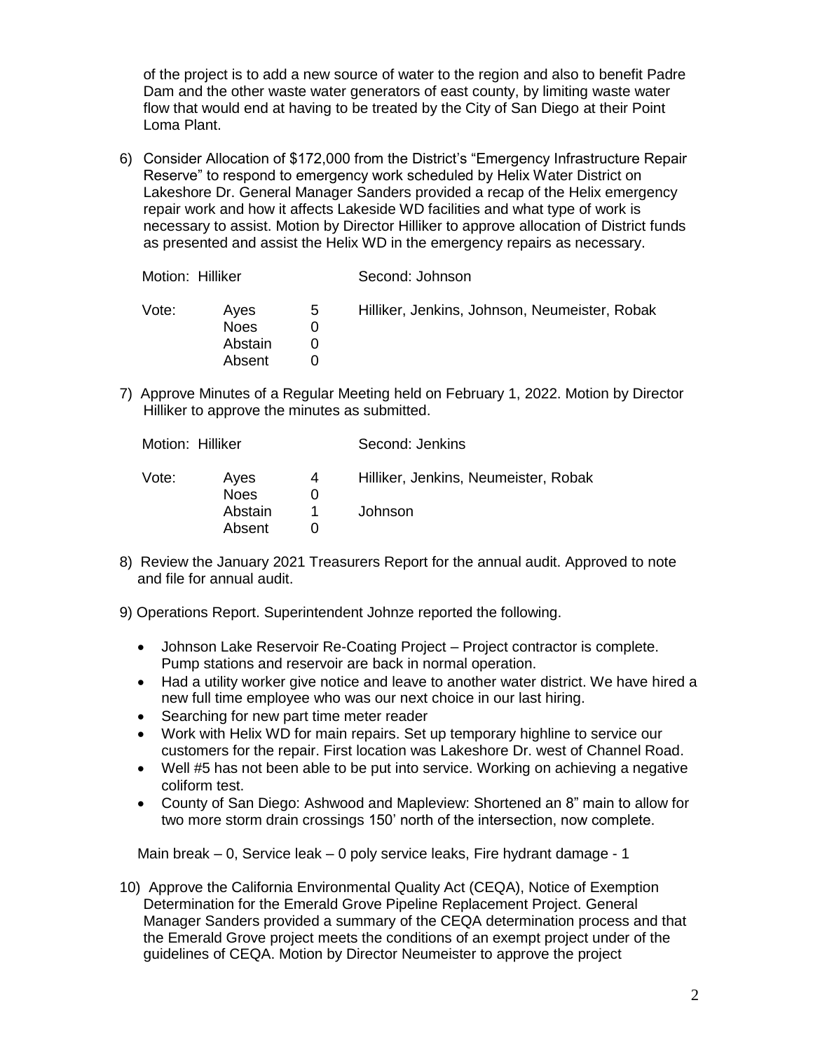of the project is to add a new source of water to the region and also to benefit Padre Dam and the other waste water generators of east county, by limiting waste water flow that would end at having to be treated by the City of San Diego at their Point Loma Plant.

6) Consider Allocation of $172,000 from the District's "Emergency Infrastructure Repair Reserve" to respond to emergency work scheduled by Helix Water District on Lakeshore Dr. General Manager Sanders provided a recap of the Helix emergency repair work and how it affects Lakeside WD facilities and what type of work is necessary to assist. Motion by Director Hilliker to approve allocation of District funds as presented and assist the Helix WD in the emergency repairs as necessary.

| Motion: Hilliker | | | Second: Johnson |
|---|---|---|---|
| Vote: | Ayes | 5 | Hilliker, Jenkins, Johnson, Neumeister, Robak |
| | Noes | 0 | |
| | Abstain | 0 | |
| | Absent | 0 | |

7) Approve Minutes of a Regular Meeting held on February 1, 2022. Motion by Director Hilliker to approve the minutes as submitted.

| Motion: Hilliker | | | Second: Jenkins |
|---|---|---|---|
| Vote: | Ayes | 4 | Hilliker, Jenkins, Neumeister, Robak |
| | Noes | 0 | |
| | Abstain | 1 | Johnson |
| | Absent | 0 | |

8) Review the January 2021 Treasurers Report for the annual audit. Approved to note and file for annual audit.

9) Operations Report. Superintendent Johnze reported the following.

- Johnson Lake Reservoir Re-Coating Project – Project contractor is complete. Pump stations and reservoir are back in normal operation.
- Had a utility worker give notice and leave to another water district. We have hired a new full time employee who was our next choice in our last hiring.
- Searching for new part time meter reader
- Work with Helix WD for main repairs. Set up temporary highline to service our customers for the repair. First location was Lakeshore Dr. west of Channel Road.
- Well #5 has not been able to be put into service. Working on achieving a negative coliform test.
- County of San Diego: Ashwood and Mapleview: Shortened an 8" main to allow for two more storm drain crossings 150' north of the intersection, now complete.

Main break – 0, Service leak – 0 poly service leaks, Fire hydrant damage - 1

10) Approve the California Environmental Quality Act (CEQA), Notice of Exemption Determination for the Emerald Grove Pipeline Replacement Project. General Manager Sanders provided a summary of the CEQA determination process and that the Emerald Grove project meets the conditions of an exempt project under of the guidelines of CEQA. Motion by Director Neumeister to approve the project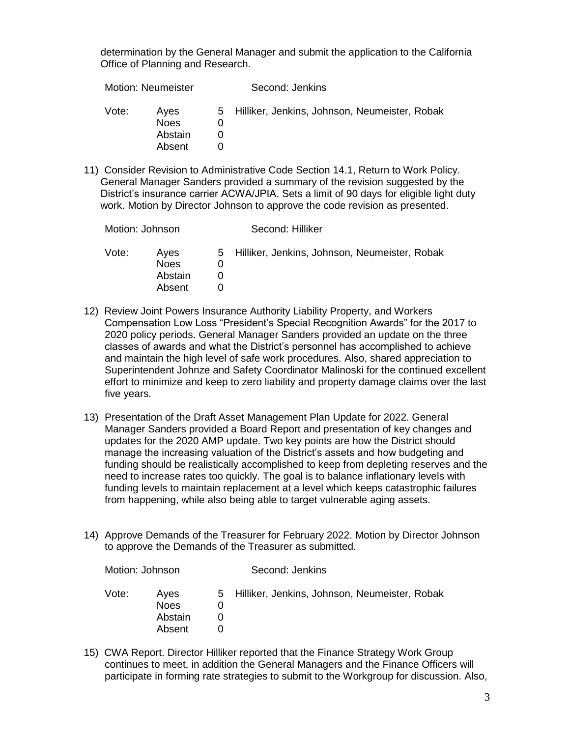determination by the General Manager and submit the application to the California Office of Planning and Research.

| Motion: Neumeister | | | Second: Jenkins |
|---|---|---|---|
| Vote: | Ayes | 5 | Hilliker, Jenkins, Johnson, Neumeister, Robak |
| | Noes | 0 | |
| | Abstain | 0 | |
| | Absent | 0 | |

11) Consider Revision to Administrative Code Section 14.1, Return to Work Policy. General Manager Sanders provided a summary of the revision suggested by the District's insurance carrier ACWA/JPIA. Sets a limit of 90 days for eligible light duty work. Motion by Director Johnson to approve the code revision as presented.

| Motion: Johnson | | | Second: Hilliker |
|---|---|---|---|
| Vote: | Ayes | 5 | Hilliker, Jenkins, Johnson, Neumeister, Robak |
| | Noes | 0 | |
| | Abstain | 0 | |
| | Absent | 0 | |

12) Review Joint Powers Insurance Authority Liability Property, and Workers Compensation Low Loss "President's Special Recognition Awards" for the 2017 to 2020 policy periods. General Manager Sanders provided an update on the three classes of awards and what the District's personnel has accomplished to achieve and maintain the high level of safe work procedures. Also, shared appreciation to Superintendent Johnze and Safety Coordinator Malinoski for the continued excellent effort to minimize and keep to zero liability and property damage claims over the last five years.

13) Presentation of the Draft Asset Management Plan Update for 2022. General Manager Sanders provided a Board Report and presentation of key changes and updates for the 2020 AMP update. Two key points are how the District should manage the increasing valuation of the District's assets and how budgeting and funding should be realistically accomplished to keep from depleting reserves and the need to increase rates too quickly. The goal is to balance inflationary levels with funding levels to maintain replacement at a level which keeps catastrophic failures from happening, while also being able to target vulnerable aging assets.

14) Approve Demands of the Treasurer for February 2022. Motion by Director Johnson to approve the Demands of the Treasurer as submitted.

| Motion: Johnson | | | Second: Jenkins |
|---|---|---|---|
| Vote: | Ayes | 5 | Hilliker, Jenkins, Johnson, Neumeister, Robak |
| | Noes | 0 | |
| | Abstain | 0 | |
| | Absent | 0 | |

15) CWA Report. Director Hilliker reported that the Finance Strategy Work Group continues to meet, in addition the General Managers and the Finance Officers will participate in forming rate strategies to submit to the Workgroup for discussion. Also,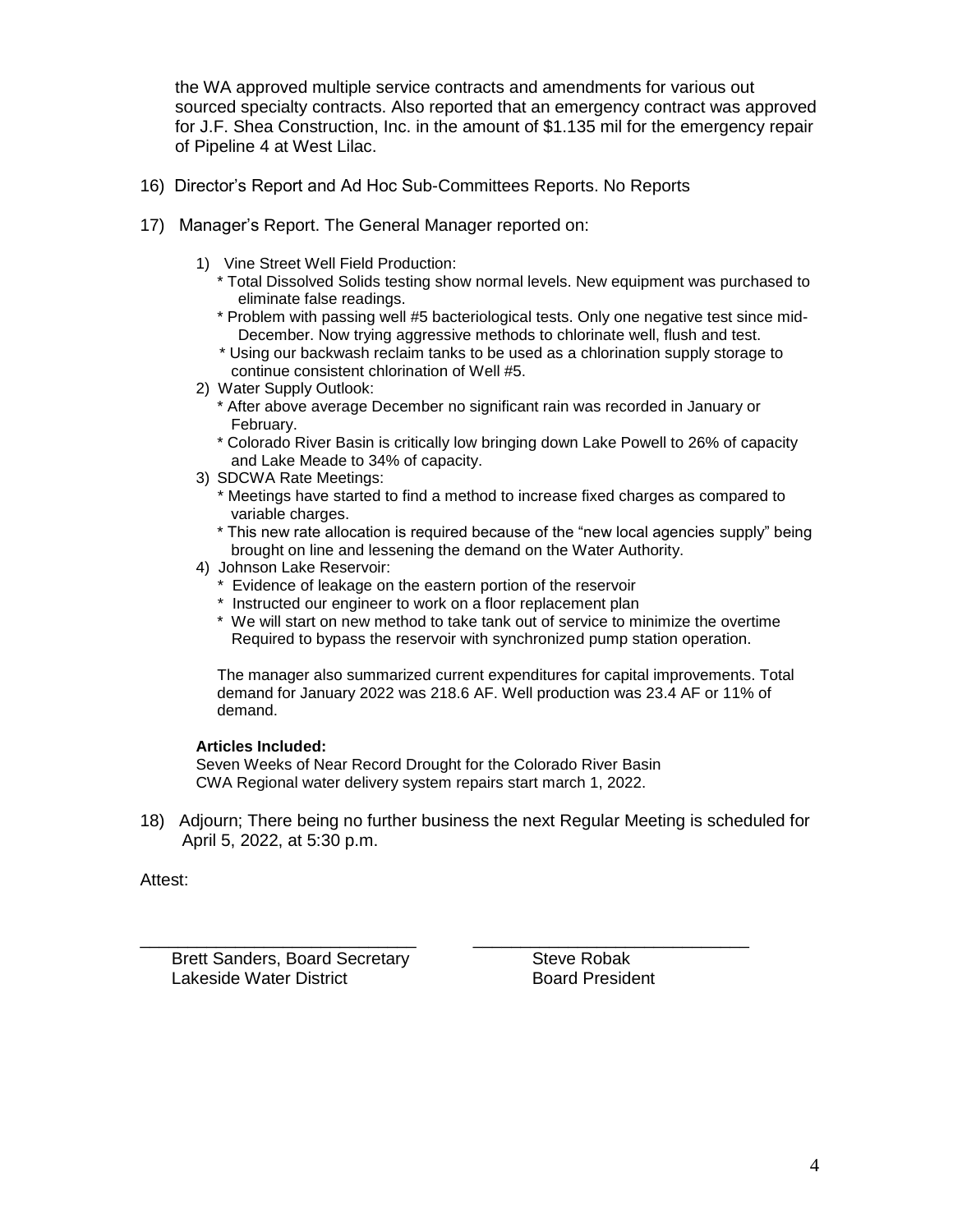the WA approved multiple service contracts and amendments for various out sourced specialty contracts. Also reported that an emergency contract was approved for J.F. Shea Construction, Inc. in the amount of $1.135 mil for the emergency repair of Pipeline 4 at West Lilac.

16) Director's Report and Ad Hoc Sub-Committees Reports. No Reports

17) Manager's Report. The General Manager reported on:

    1) Vine Street Well Field Production:
       * Total Dissolved Solids testing show normal levels. New equipment was purchased to eliminate false readings.
       * Problem with passing well #5 bacteriological tests. Only one negative test since mid-December. Now trying aggressive methods to chlorinate well, flush and test.
       * Using our backwash reclaim tanks to be used as a chlorination supply storage to continue consistent chlorination of Well #5.
    2) Water Supply Outlook:
       * After above average December no significant rain was recorded in January or February.
       * Colorado River Basin is critically low bringing down Lake Powell to 26% of capacity and Lake Meade to 34% of capacity.
    3) SDCWA Rate Meetings:
       * Meetings have started to find a method to increase fixed charges as compared to variable charges.
       * This new rate allocation is required because of the "new local agencies supply" being brought on line and lessening the demand on the Water Authority.
    4) Johnson Lake Reservoir:
       * Evidence of leakage on the eastern portion of the reservoir
       * Instructed our engineer to work on a floor replacement plan
       * We will start on new method to take tank out of service to minimize the overtime Required to bypass the reservoir with synchronized pump station operation.

    The manager also summarized current expenditures for capital improvements. Total demand for January 2022 was 218.6 AF. Well production was 23.4 AF or 11% of demand.

    **Articles Included:**
    Seven Weeks of Near Record Drought for the Colorado River Basin
    CWA Regional water delivery system repairs start march 1, 2022.

18) Adjourn; There being no further business the next Regular Meeting is scheduled for April 5, 2022, at 5:30 p.m.

Attest:

\_\_\_\_\_\_\_\_\_\_\_\_\_\_\_\_\_\_\_\_\_\_\_\_\_\_\_\_\_\_
Brett Sanders, Board Secretary
Lakeside Water District

\_\_\_\_\_\_\_\_\_\_\_\_\_\_\_\_\_\_\_\_\_\_\_\_\_\_\_\_\_\_
Steve Robak
Board President